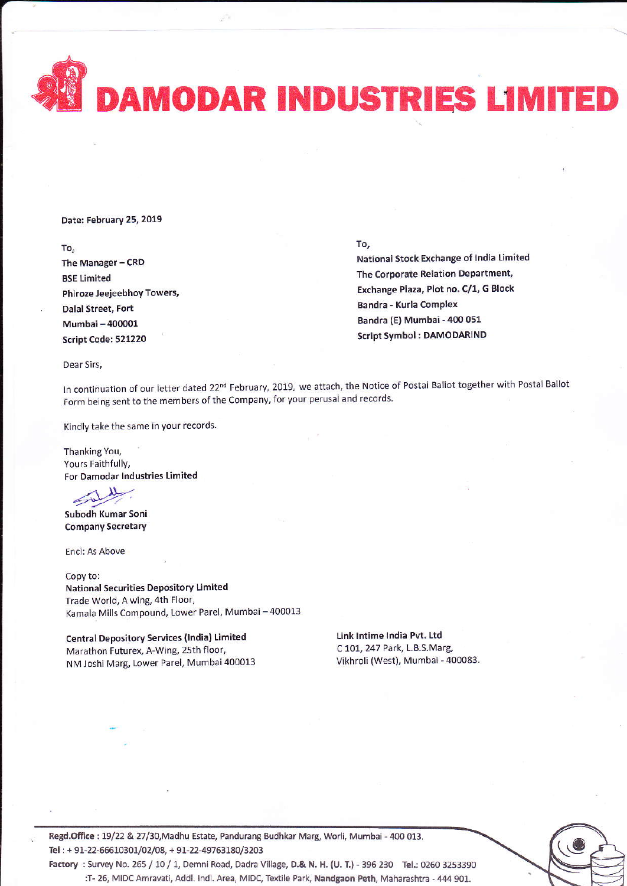# DAMODAR INDUSTRIES LIMITED

**Date: February 25, 2019**

To,
The Manager – CRD
BSE Limited
Phiroze Jeejeebhoy Towers,
Dalal Street, Fort
Mumbai – 400001
**Script Code: 521220**

To,
**National Stock Exchange of India Limited**
**The Corporate Relation Department,**
**Exchange Plaza, Plot no. C/1, G Block**
**Bandra - Kurla Complex**
**Bandra (E) Mumbai - 400 051**
**Script Symbol : DAMODARIND**

Dear Sirs,

In continuation of our letter dated 22nd February, 2019, we attach, the Notice of Postal Ballot together with Postal Ballot Form being sent to the members of the Company, for your perusal and records.

Kindly take the same in your records.

Thanking You,
Yours Faithfully,
**For Damodar Industries Limited**

**Subodh Kumar Soni**
**Company Secretary**

Encl: As Above

Copy to:
**National Securities Depository Limited**
Trade World, A wing, 4th Floor,
Kamala Mills Compound, Lower Parel, Mumbai – 400013

**Central Depository Services (India) Limited**
Marathon Futurex, A-Wing, 25th floor,
NM Joshi Marg, Lower Parel, Mumbai 400013

**Link Intime India Pvt. Ltd**
C 101, 247 Park, L.B.S.Marg,
Vikhroli (West), Mumbai - 400083.

**Regd.Office** : 19/22 & 27/30,Madhu Estate, Pandurang Budhkar Marg, Worli, Mumbai - 400 013.
**Tel** : + 91-22-66610301/02/08, + 91-22-49763180/3203
**Factory** : Survey No. 265 / 10 / 1, Demni Road, Dadra Village, D.& N. H. (U. T.) - 396 230 **Tel.**: 0260 3253390
:T- 26, MIDC Amravati, Addl. Indl. Area, MIDC, Textile Park, **Nandgaon Peth**, Maharashtra - 444 901.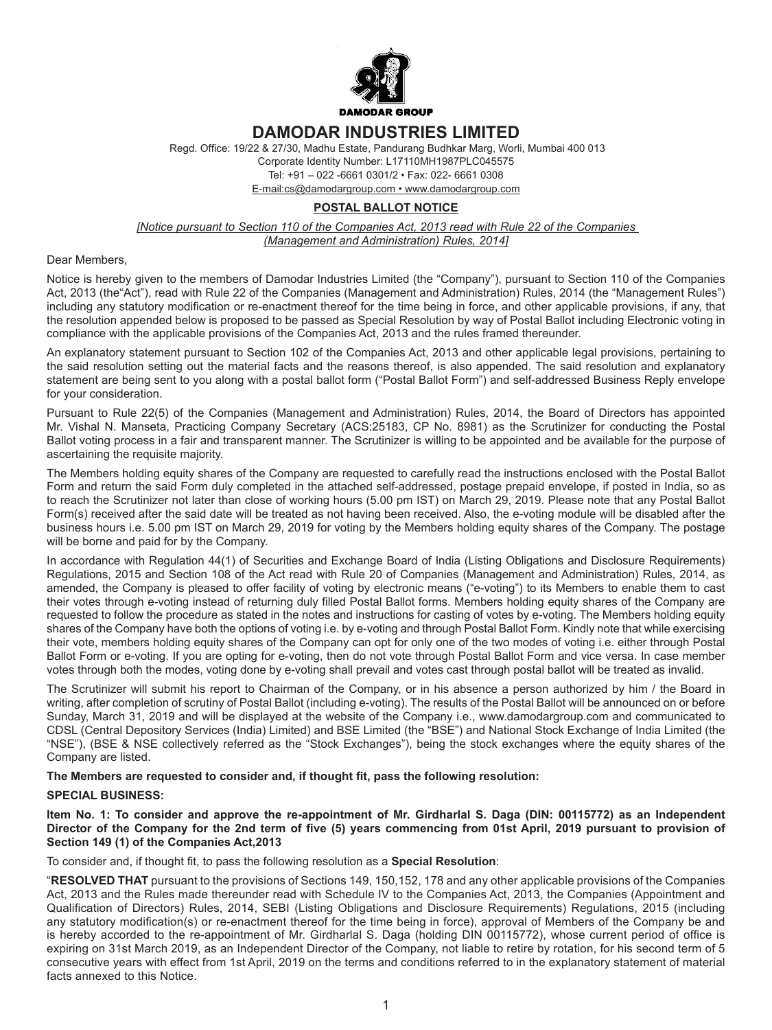**DAMODAR GROUP**

# DAMODAR INDUSTRIES LIMITED

Regd. Office: 19/22 & 27/30, Madhu Estate, Pandurang Budhkar Marg, Worli, Mumbai 400 013
Corporate Identity Number: L17110MH1987PLC045575
Tel: +91 – 022 -6661 0301/2 • Fax: 022- 6661 0308
E-mail:cs@damodargroup.com • www.damodargroup.com

## POSTAL BALLOT NOTICE

*[Notice pursuant to Section 110 of the Companies Act, 2013 read with Rule 22 of the Companies (Management and Administration) Rules, 2014]*

Dear Members,

Notice is hereby given to the members of Damodar Industries Limited (the "Company"), pursuant to Section 110 of the Companies Act, 2013 (the"Act"), read with Rule 22 of the Companies (Management and Administration) Rules, 2014 (the "Management Rules") including any statutory modification or re-enactment thereof for the time being in force, and other applicable provisions, if any, that the resolution appended below is proposed to be passed as Special Resolution by way of Postal Ballot including Electronic voting in compliance with the applicable provisions of the Companies Act, 2013 and the rules framed thereunder.

An explanatory statement pursuant to Section 102 of the Companies Act, 2013 and other applicable legal provisions, pertaining to the said resolution setting out the material facts and the reasons thereof, is also appended. The said resolution and explanatory statement are being sent to you along with a postal ballot form ("Postal Ballot Form") and self-addressed Business Reply envelope for your consideration.

Pursuant to Rule 22(5) of the Companies (Management and Administration) Rules, 2014, the Board of Directors has appointed Mr. Vishal N. Manseta, Practicing Company Secretary (ACS:25183, CP No. 8981) as the Scrutinizer for conducting the Postal Ballot voting process in a fair and transparent manner. The Scrutinizer is willing to be appointed and be available for the purpose of ascertaining the requisite majority.

The Members holding equity shares of the Company are requested to carefully read the instructions enclosed with the Postal Ballot Form and return the said Form duly completed in the attached self-addressed, postage prepaid envelope, if posted in India, so as to reach the Scrutinizer not later than close of working hours (5.00 pm IST) on March 29, 2019. Please note that any Postal Ballot Form(s) received after the said date will be treated as not having been received. Also, the e-voting module will be disabled after the business hours i.e. 5.00 pm IST on March 29, 2019 for voting by the Members holding equity shares of the Company. The postage will be borne and paid for by the Company.

In accordance with Regulation 44(1) of Securities and Exchange Board of India (Listing Obligations and Disclosure Requirements) Regulations, 2015 and Section 108 of the Act read with Rule 20 of Companies (Management and Administration) Rules, 2014, as amended, the Company is pleased to offer facility of voting by electronic means ("e-voting") to its Members to enable them to cast their votes through e-voting instead of returning duly filled Postal Ballot forms. Members holding equity shares of the Company are requested to follow the procedure as stated in the notes and instructions for casting of votes by e-voting. The Members holding equity shares of the Company have both the options of voting i.e. by e-voting and through Postal Ballot Form. Kindly note that while exercising their vote, members holding equity shares of the Company can opt for only one of the two modes of voting i.e. either through Postal Ballot Form or e-voting. If you are opting for e-voting, then do not vote through Postal Ballot Form and vice versa. In case member votes through both the modes, voting done by e-voting shall prevail and votes cast through postal ballot will be treated as invalid.

The Scrutinizer will submit his report to Chairman of the Company, or in his absence a person authorized by him / the Board in writing, after completion of scrutiny of Postal Ballot (including e-voting). The results of the Postal Ballot will be announced on or before Sunday, March 31, 2019 and will be displayed at the website of the Company i.e., www.damodargroup.com and communicated to CDSL (Central Depository Services (India) Limited) and BSE Limited (the "BSE") and National Stock Exchange of India Limited (the "NSE"), (BSE & NSE collectively referred as the "Stock Exchanges"), being the stock exchanges where the equity shares of the Company are listed.

**The Members are requested to consider and, if thought fit, pass the following resolution:**

**SPECIAL BUSINESS:**

**Item No. 1: To consider and approve the re-appointment of Mr. Girdharlal S. Daga (DIN: 00115772) as an Independent Director of the Company for the 2nd term of five (5) years commencing from 01st April, 2019 pursuant to provision of Section 149 (1) of the Companies Act,2013**

To consider and, if thought fit, to pass the following resolution as a **Special Resolution**:

"**RESOLVED THAT** pursuant to the provisions of Sections 149, 150,152, 178 and any other applicable provisions of the Companies Act, 2013 and the Rules made thereunder read with Schedule IV to the Companies Act, 2013, the Companies (Appointment and Qualification of Directors) Rules, 2014, SEBI (Listing Obligations and Disclosure Requirements) Regulations, 2015 (including any statutory modification(s) or re-enactment thereof for the time being in force), approval of Members of the Company be and is hereby accorded to the re-appointment of Mr. Girdharlal S. Daga (holding DIN 00115772), whose current period of office is expiring on 31st March 2019, as an Independent Director of the Company, not liable to retire by rotation, for his second term of 5 consecutive years with effect from 1st April, 2019 on the terms and conditions referred to in the explanatory statement of material facts annexed to this Notice.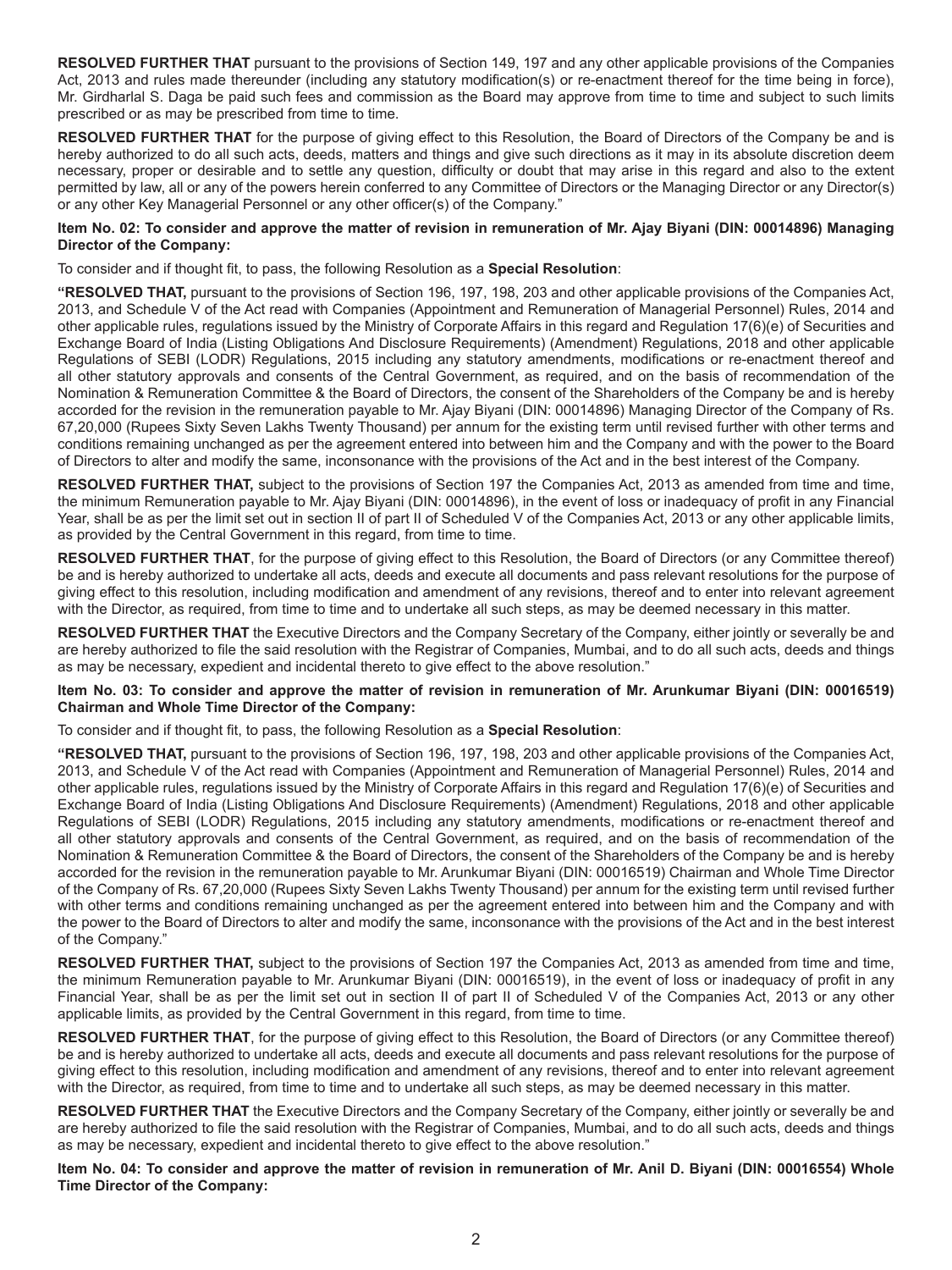**RESOLVED FURTHER THAT** pursuant to the provisions of Section 149, 197 and any other applicable provisions of the Companies Act, 2013 and rules made thereunder (including any statutory modification(s) or re-enactment thereof for the time being in force), Mr. Girdharlal S. Daga be paid such fees and commission as the Board may approve from time to time and subject to such limits prescribed or as may be prescribed from time to time.

**RESOLVED FURTHER THAT** for the purpose of giving effect to this Resolution, the Board of Directors of the Company be and is hereby authorized to do all such acts, deeds, matters and things and give such directions as it may in its absolute discretion deem necessary, proper or desirable and to settle any question, difficulty or doubt that may arise in this regard and also to the extent permitted by law, all or any of the powers herein conferred to any Committee of Directors or the Managing Director or any Director(s) or any other Key Managerial Personnel or any other officer(s) of the Company."

**Item No. 02: To consider and approve the matter of revision in remuneration of Mr. Ajay Biyani (DIN: 00014896) Managing Director of the Company:**

To consider and if thought fit, to pass, the following Resolution as a **Special Resolution**:

**"RESOLVED THAT,** pursuant to the provisions of Section 196, 197, 198, 203 and other applicable provisions of the Companies Act, 2013, and Schedule V of the Act read with Companies (Appointment and Remuneration of Managerial Personnel) Rules, 2014 and other applicable rules, regulations issued by the Ministry of Corporate Affairs in this regard and Regulation 17(6)(e) of Securities and Exchange Board of India (Listing Obligations And Disclosure Requirements) (Amendment) Regulations, 2018 and other applicable Regulations of SEBI (LODR) Regulations, 2015 including any statutory amendments, modifications or re-enactment thereof and all other statutory approvals and consents of the Central Government, as required, and on the basis of recommendation of the Nomination & Remuneration Committee & the Board of Directors, the consent of the Shareholders of the Company be and is hereby accorded for the revision in the remuneration payable to Mr. Ajay Biyani (DIN: 00014896) Managing Director of the Company of Rs. 67,20,000 (Rupees Sixty Seven Lakhs Twenty Thousand) per annum for the existing term until revised further with other terms and conditions remaining unchanged as per the agreement entered into between him and the Company and with the power to the Board of Directors to alter and modify the same, inconsonance with the provisions of the Act and in the best interest of the Company.

**RESOLVED FURTHER THAT,** subject to the provisions of Section 197 the Companies Act, 2013 as amended from time and time, the minimum Remuneration payable to Mr. Ajay Biyani (DIN: 00014896), in the event of loss or inadequacy of profit in any Financial Year, shall be as per the limit set out in section II of part II of Scheduled V of the Companies Act, 2013 or any other applicable limits, as provided by the Central Government in this regard, from time to time.

**RESOLVED FURTHER THAT**, for the purpose of giving effect to this Resolution, the Board of Directors (or any Committee thereof) be and is hereby authorized to undertake all acts, deeds and execute all documents and pass relevant resolutions for the purpose of giving effect to this resolution, including modification and amendment of any revisions, thereof and to enter into relevant agreement with the Director, as required, from time to time and to undertake all such steps, as may be deemed necessary in this matter.

**RESOLVED FURTHER THAT** the Executive Directors and the Company Secretary of the Company, either jointly or severally be and are hereby authorized to file the said resolution with the Registrar of Companies, Mumbai, and to do all such acts, deeds and things as may be necessary, expedient and incidental thereto to give effect to the above resolution."

**Item No. 03: To consider and approve the matter of revision in remuneration of Mr. Arunkumar Biyani (DIN: 00016519) Chairman and Whole Time Director of the Company:**

To consider and if thought fit, to pass, the following Resolution as a **Special Resolution**:

**"RESOLVED THAT,** pursuant to the provisions of Section 196, 197, 198, 203 and other applicable provisions of the Companies Act, 2013, and Schedule V of the Act read with Companies (Appointment and Remuneration of Managerial Personnel) Rules, 2014 and other applicable rules, regulations issued by the Ministry of Corporate Affairs in this regard and Regulation 17(6)(e) of Securities and Exchange Board of India (Listing Obligations And Disclosure Requirements) (Amendment) Regulations, 2018 and other applicable Regulations of SEBI (LODR) Regulations, 2015 including any statutory amendments, modifications or re-enactment thereof and all other statutory approvals and consents of the Central Government, as required, and on the basis of recommendation of the Nomination & Remuneration Committee & the Board of Directors, the consent of the Shareholders of the Company be and is hereby accorded for the revision in the remuneration payable to Mr. Arunkumar Biyani (DIN: 00016519) Chairman and Whole Time Director of the Company of Rs. 67,20,000 (Rupees Sixty Seven Lakhs Twenty Thousand) per annum for the existing term until revised further with other terms and conditions remaining unchanged as per the agreement entered into between him and the Company and with the power to the Board of Directors to alter and modify the same, inconsonance with the provisions of the Act and in the best interest of the Company."

**RESOLVED FURTHER THAT,** subject to the provisions of Section 197 the Companies Act, 2013 as amended from time and time, the minimum Remuneration payable to Mr. Arunkumar Biyani (DIN: 00016519), in the event of loss or inadequacy of profit in any Financial Year, shall be as per the limit set out in section II of part II of Scheduled V of the Companies Act, 2013 or any other applicable limits, as provided by the Central Government in this regard, from time to time.

**RESOLVED FURTHER THAT**, for the purpose of giving effect to this Resolution, the Board of Directors (or any Committee thereof) be and is hereby authorized to undertake all acts, deeds and execute all documents and pass relevant resolutions for the purpose of giving effect to this resolution, including modification and amendment of any revisions, thereof and to enter into relevant agreement with the Director, as required, from time to time and to undertake all such steps, as may be deemed necessary in this matter.

**RESOLVED FURTHER THAT** the Executive Directors and the Company Secretary of the Company, either jointly or severally be and are hereby authorized to file the said resolution with the Registrar of Companies, Mumbai, and to do all such acts, deeds and things as may be necessary, expedient and incidental thereto to give effect to the above resolution."

**Item No. 04: To consider and approve the matter of revision in remuneration of Mr. Anil D. Biyani (DIN: 00016554) Whole Time Director of the Company:**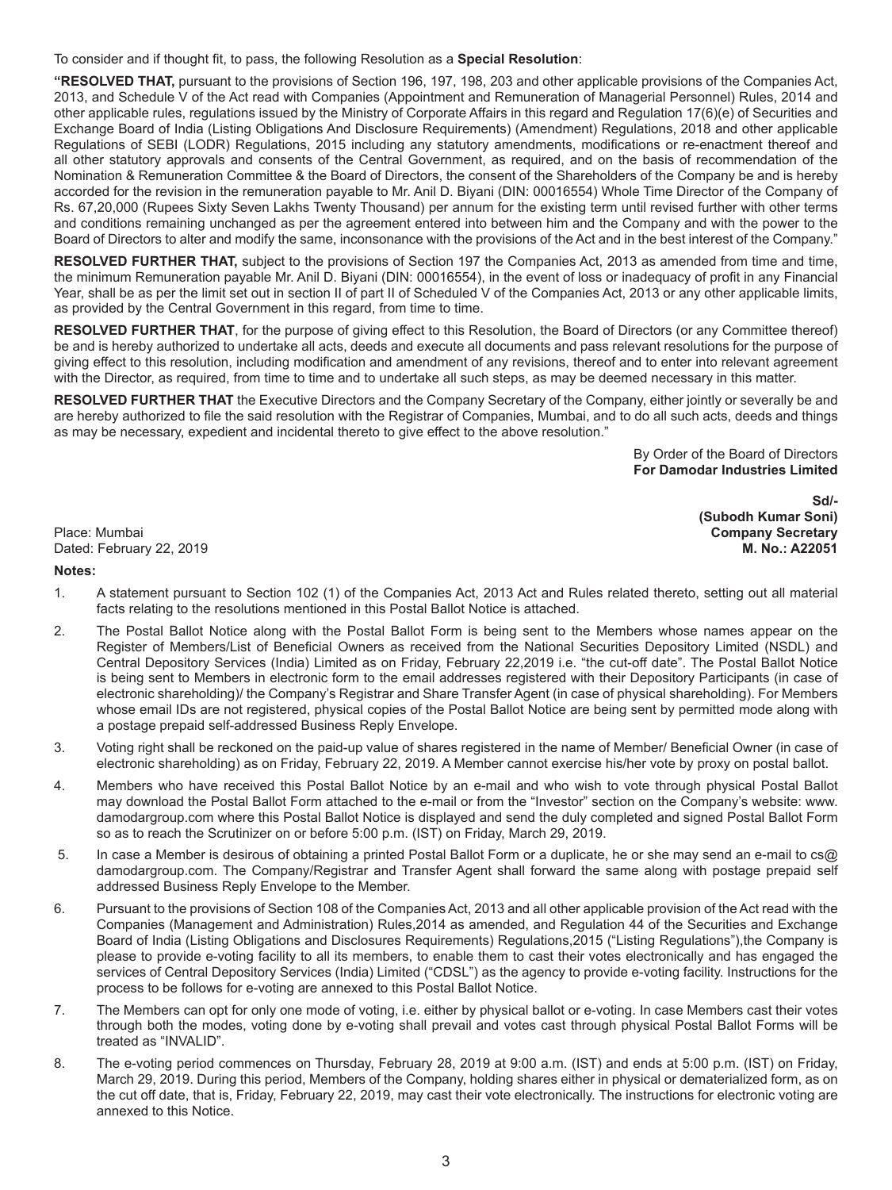To consider and if thought fit, to pass, the following Resolution as a **Special Resolution**:

**"RESOLVED THAT,** pursuant to the provisions of Section 196, 197, 198, 203 and other applicable provisions of the Companies Act, 2013, and Schedule V of the Act read with Companies (Appointment and Remuneration of Managerial Personnel) Rules, 2014 and other applicable rules, regulations issued by the Ministry of Corporate Affairs in this regard and Regulation 17(6)(e) of Securities and Exchange Board of India (Listing Obligations And Disclosure Requirements) (Amendment) Regulations, 2018 and other applicable Regulations of SEBI (LODR) Regulations, 2015 including any statutory amendments, modifications or re-enactment thereof and all other statutory approvals and consents of the Central Government, as required, and on the basis of recommendation of the Nomination & Remuneration Committee & the Board of Directors, the consent of the Shareholders of the Company be and is hereby accorded for the revision in the remuneration payable to Mr. Anil D. Biyani (DIN: 00016554) Whole Time Director of the Company of Rs. 67,20,000 (Rupees Sixty Seven Lakhs Twenty Thousand) per annum for the existing term until revised further with other terms and conditions remaining unchanged as per the agreement entered into between him and the Company and with the power to the Board of Directors to alter and modify the same, inconsonance with the provisions of the Act and in the best interest of the Company."

**RESOLVED FURTHER THAT,** subject to the provisions of Section 197 the Companies Act, 2013 as amended from time and time, the minimum Remuneration payable Mr. Anil D. Biyani (DIN: 00016554), in the event of loss or inadequacy of profit in any Financial Year, shall be as per the limit set out in section II of part II of Scheduled V of the Companies Act, 2013 or any other applicable limits, as provided by the Central Government in this regard, from time to time.

**RESOLVED FURTHER THAT**, for the purpose of giving effect to this Resolution, the Board of Directors (or any Committee thereof) be and is hereby authorized to undertake all acts, deeds and execute all documents and pass relevant resolutions for the purpose of giving effect to this resolution, including modification and amendment of any revisions, thereof and to enter into relevant agreement with the Director, as required, from time to time and to undertake all such steps, as may be deemed necessary in this matter.

**RESOLVED FURTHER THAT** the Executive Directors and the Company Secretary of the Company, either jointly or severally be and are hereby authorized to file the said resolution with the Registrar of Companies, Mumbai, and to do all such acts, deeds and things as may be necessary, expedient and incidental thereto to give effect to the above resolution."

By Order of the Board of Directors
**For Damodar Industries Limited**

**Sd/-**
**(Subodh Kumar Soni)**
**Company Secretary**
**M. No.: A22051**

Place: Mumbai
Dated: February 22, 2019

**Notes:**

1. A statement pursuant to Section 102 (1) of the Companies Act, 2013 Act and Rules related thereto, setting out all material facts relating to the resolutions mentioned in this Postal Ballot Notice is attached.
2. The Postal Ballot Notice along with the Postal Ballot Form is being sent to the Members whose names appear on the Register of Members/List of Beneficial Owners as received from the National Securities Depository Limited (NSDL) and Central Depository Services (India) Limited as on Friday, February 22,2019 i.e. "the cut-off date". The Postal Ballot Notice is being sent to Members in electronic form to the email addresses registered with their Depository Participants (in case of electronic shareholding)/ the Company's Registrar and Share Transfer Agent (in case of physical shareholding). For Members whose email IDs are not registered, physical copies of the Postal Ballot Notice are being sent by permitted mode along with a postage prepaid self-addressed Business Reply Envelope.
3. Voting right shall be reckoned on the paid-up value of shares registered in the name of Member/ Beneficial Owner (in case of electronic shareholding) as on Friday, February 22, 2019. A Member cannot exercise his/her vote by proxy on postal ballot.
4. Members who have received this Postal Ballot Notice by an e-mail and who wish to vote through physical Postal Ballot may download the Postal Ballot Form attached to the e-mail or from the "Investor" section on the Company's website: www. damodargroup.com where this Postal Ballot Notice is displayed and send the duly completed and signed Postal Ballot Form so as to reach the Scrutinizer on or before 5:00 p.m. (IST) on Friday, March 29, 2019.
5. In case a Member is desirous of obtaining a printed Postal Ballot Form or a duplicate, he or she may send an e-mail to cs@ damodargroup.com. The Company/Registrar and Transfer Agent shall forward the same along with postage prepaid self addressed Business Reply Envelope to the Member.
6. Pursuant to the provisions of Section 108 of the Companies Act, 2013 and all other applicable provision of the Act read with the Companies (Management and Administration) Rules,2014 as amended, and Regulation 44 of the Securities and Exchange Board of India (Listing Obligations and Disclosures Requirements) Regulations,2015 ("Listing Regulations"),the Company is please to provide e-voting facility to all its members, to enable them to cast their votes electronically and has engaged the services of Central Depository Services (India) Limited ("CDSL") as the agency to provide e-voting facility. Instructions for the process to be follows for e-voting are annexed to this Postal Ballot Notice.
7. The Members can opt for only one mode of voting, i.e. either by physical ballot or e-voting. In case Members cast their votes through both the modes, voting done by e-voting shall prevail and votes cast through physical Postal Ballot Forms will be treated as "INVALID".
8. The e-voting period commences on Thursday, February 28, 2019 at 9:00 a.m. (IST) and ends at 5:00 p.m. (IST) on Friday, March 29, 2019. During this period, Members of the Company, holding shares either in physical or dematerialized form, as on the cut off date, that is, Friday, February 22, 2019, may cast their vote electronically. The instructions for electronic voting are annexed to this Notice.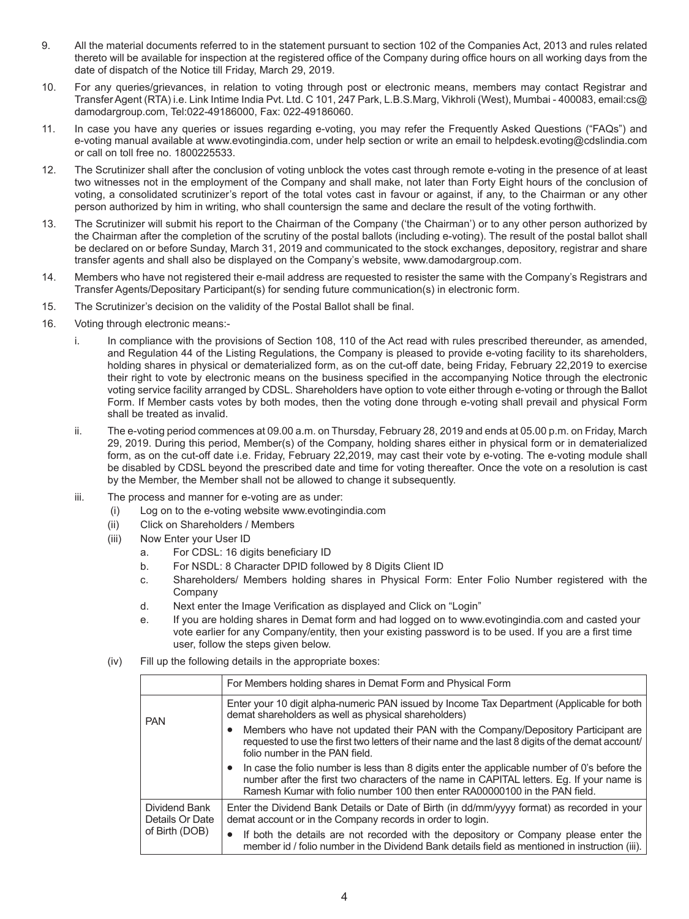9. All the material documents referred to in the statement pursuant to section 102 of the Companies Act, 2013 and rules related thereto will be available for inspection at the registered office of the Company during office hours on all working days from the date of dispatch of the Notice till Friday, March 29, 2019.

10. For any queries/grievances, in relation to voting through post or electronic means, members may contact Registrar and Transfer Agent (RTA) i.e. Link Intime India Pvt. Ltd. C 101, 247 Park, L.B.S.Marg, Vikhroli (West), Mumbai - 400083, email:cs@damodargroup.com, Tel:022-49186000, Fax: 022-49186060.

11. In case you have any queries or issues regarding e-voting, you may refer the Frequently Asked Questions ("FAQs") and e-voting manual available at www.evotingindia.com, under help section or write an email to helpdesk.evoting@cdslindia.com or call on toll free no. 1800225533.

12. The Scrutinizer shall after the conclusion of voting unblock the votes cast through remote e-voting in the presence of at least two witnesses not in the employment of the Company and shall make, not later than Forty Eight hours of the conclusion of voting, a consolidated scrutinizer's report of the total votes cast in favour or against, if any, to the Chairman or any other person authorized by him in writing, who shall countersign the same and declare the result of the voting forthwith.

13. The Scrutinizer will submit his report to the Chairman of the Company ('the Chairman') or to any other person authorized by the Chairman after the completion of the scrutiny of the postal ballots (including e-voting). The result of the postal ballot shall be declared on or before Sunday, March 31, 2019 and communicated to the stock exchanges, depository, registrar and share transfer agents and shall also be displayed on the Company's website, www.damodargroup.com.

14. Members who have not registered their e-mail address are requested to resister the same with the Company's Registrars and Transfer Agents/Depositary Participant(s) for sending future communication(s) in electronic form.

15. The Scrutinizer's decision on the validity of the Postal Ballot shall be final.

16. Voting through electronic means:-

    i. In compliance with the provisions of Section 108, 110 of the Act read with rules prescribed thereunder, as amended, and Regulation 44 of the Listing Regulations, the Company is pleased to provide e-voting facility to its shareholders, holding shares in physical or dematerialized form, as on the cut-off date, being Friday, February 22,2019 to exercise their right to vote by electronic means on the business specified in the accompanying Notice through the electronic voting service facility arranged by CDSL. Shareholders have option to vote either through e-voting or through the Ballot Form. If Member casts votes by both modes, then the voting done through e-voting shall prevail and physical Form shall be treated as invalid.

    ii. The e-voting period commences at 09.00 a.m. on Thursday, February 28, 2019 and ends at 05.00 p.m. on Friday, March 29, 2019. During this period, Member(s) of the Company, holding shares either in physical form or in dematerialized form, as on the cut-off date i.e. Friday, February 22,2019, may cast their vote by e-voting. The e-voting module shall be disabled by CDSL beyond the prescribed date and time for voting thereafter. Once the vote on a resolution is cast by the Member, the Member shall not be allowed to change it subsequently.

    iii. The process and manner for e-voting are as under:

        (i) Log on to the e-voting website www.evotingindia.com

        (ii) Click on Shareholders / Members

        (iii) Now Enter your User ID

            a. For CDSL: 16 digits beneficiary ID

            b. For NSDL: 8 Character DPID followed by 8 Digits Client ID

            c. Shareholders/ Members holding shares in Physical Form: Enter Folio Number registered with the Company

            d. Next enter the Image Verification as displayed and Click on "Login"

            e. If you are holding shares in Demat form and had logged on to www.evotingindia.com and casted your vote earlier for any Company/entity, then your existing password is to be used. If you are a first time user, follow the steps given below.

        (iv) Fill up the following details in the appropriate boxes:

| | For Members holding shares in Demat Form and Physical Form |
|---|---|
| PAN | Enter your 10 digit alpha-numeric PAN issued by Income Tax Department (Applicable for both demat shareholders as well as physical shareholders)<br>• Members who have not updated their PAN with the Company/Depository Participant are requested to use the first two letters of their name and the last 8 digits of the demat account/ folio number in the PAN field.<br>• In case the folio number is less than 8 digits enter the applicable number of 0's before the number after the first two characters of the name in CAPITAL letters. Eg. If your name is Ramesh Kumar with folio number 100 then enter RA00000100 in the PAN field. |
| Dividend Bank Details Or Date of Birth (DOB) | Enter the Dividend Bank Details or Date of Birth (in dd/mm/yyyy format) as recorded in your demat account or in the Company records in order to login.<br>• If both the details are not recorded with the depository or Company please enter the member id / folio number in the Dividend Bank details field as mentioned in instruction (iii). |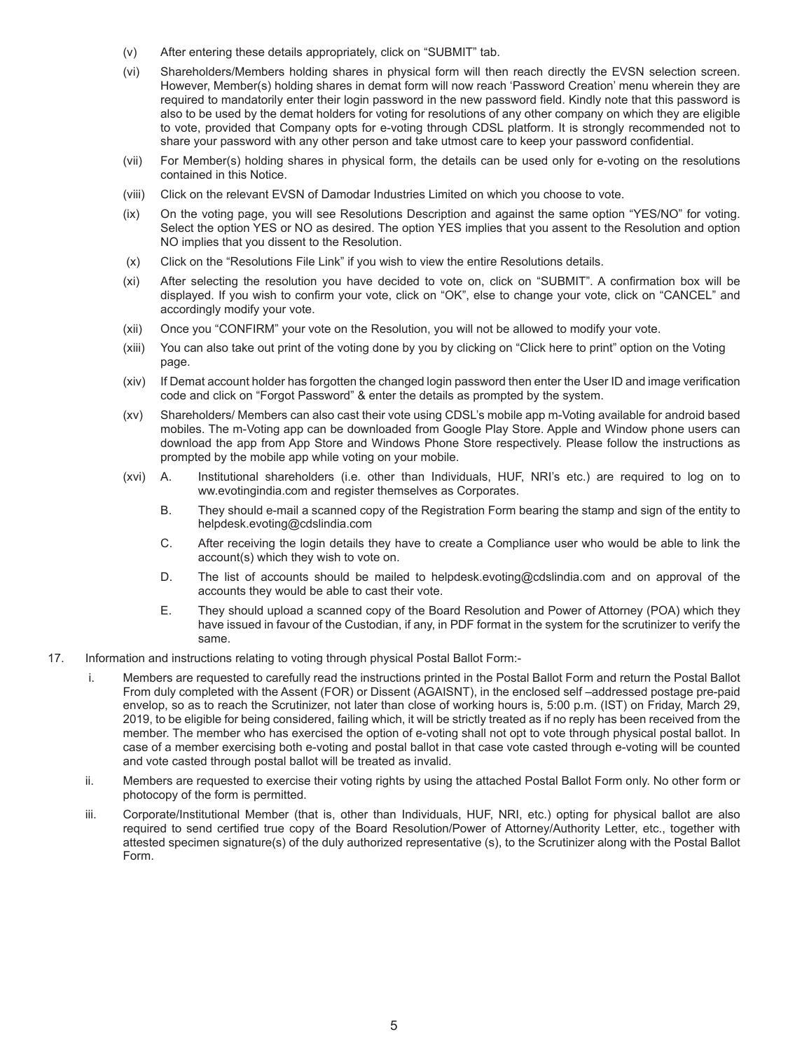(v) After entering these details appropriately, click on "SUBMIT" tab.

(vi) Shareholders/Members holding shares in physical form will then reach directly the EVSN selection screen. However, Member(s) holding shares in demat form will now reach 'Password Creation' menu wherein they are required to mandatorily enter their login password in the new password field. Kindly note that this password is also to be used by the demat holders for voting for resolutions of any other company on which they are eligible to vote, provided that Company opts for e-voting through CDSL platform. It is strongly recommended not to share your password with any other person and take utmost care to keep your password confidential.

(vii) For Member(s) holding shares in physical form, the details can be used only for e-voting on the resolutions contained in this Notice.

(viii) Click on the relevant EVSN of Damodar Industries Limited on which you choose to vote.

(ix) On the voting page, you will see Resolutions Description and against the same option "YES/NO" for voting. Select the option YES or NO as desired. The option YES implies that you assent to the Resolution and option NO implies that you dissent to the Resolution.

(x) Click on the "Resolutions File Link" if you wish to view the entire Resolutions details.

(xi) After selecting the resolution you have decided to vote on, click on "SUBMIT". A confirmation box will be displayed. If you wish to confirm your vote, click on "OK", else to change your vote, click on "CANCEL" and accordingly modify your vote.

(xii) Once you "CONFIRM" your vote on the Resolution, you will not be allowed to modify your vote.

(xiii) You can also take out print of the voting done by you by clicking on "Click here to print" option on the Voting page.

(xiv) If Demat account holder has forgotten the changed login password then enter the User ID and image verification code and click on "Forgot Password" & enter the details as prompted by the system.

(xv) Shareholders/ Members can also cast their vote using CDSL's mobile app m-Voting available for android based mobiles. The m-Voting app can be downloaded from Google Play Store. Apple and Window phone users can download the app from App Store and Windows Phone Store respectively. Please follow the instructions as prompted by the mobile app while voting on your mobile.

(xvi) A. Institutional shareholders (i.e. other than Individuals, HUF, NRI's etc.) are required to log on to ww.evotingindia.com and register themselves as Corporates.

B. They should e-mail a scanned copy of the Registration Form bearing the stamp and sign of the entity to helpdesk.evoting@cdslindia.com

C. After receiving the login details they have to create a Compliance user who would be able to link the account(s) which they wish to vote on.

D. The list of accounts should be mailed to helpdesk.evoting@cdslindia.com and on approval of the accounts they would be able to cast their vote.

E. They should upload a scanned copy of the Board Resolution and Power of Attorney (POA) which they have issued in favour of the Custodian, if any, in PDF format in the system for the scrutinizer to verify the same.

17. Information and instructions relating to voting through physical Postal Ballot Form:-

i. Members are requested to carefully read the instructions printed in the Postal Ballot Form and return the Postal Ballot From duly completed with the Assent (FOR) or Dissent (AGAISNT), in the enclosed self –addressed postage pre-paid envelop, so as to reach the Scrutinizer, not later than close of working hours is, 5:00 p.m. (IST) on Friday, March 29, 2019, to be eligible for being considered, failing which, it will be strictly treated as if no reply has been received from the member. The member who has exercised the option of e-voting shall not opt to vote through physical postal ballot. In case of a member exercising both e-voting and postal ballot in that case vote casted through e-voting will be counted and vote casted through postal ballot will be treated as invalid.

ii. Members are requested to exercise their voting rights by using the attached Postal Ballot Form only. No other form or photocopy of the form is permitted.

iii. Corporate/Institutional Member (that is, other than Individuals, HUF, NRI, etc.) opting for physical ballot are also required to send certified true copy of the Board Resolution/Power of Attorney/Authority Letter, etc., together with attested specimen signature(s) of the duly authorized representative (s), to the Scrutinizer along with the Postal Ballot Form.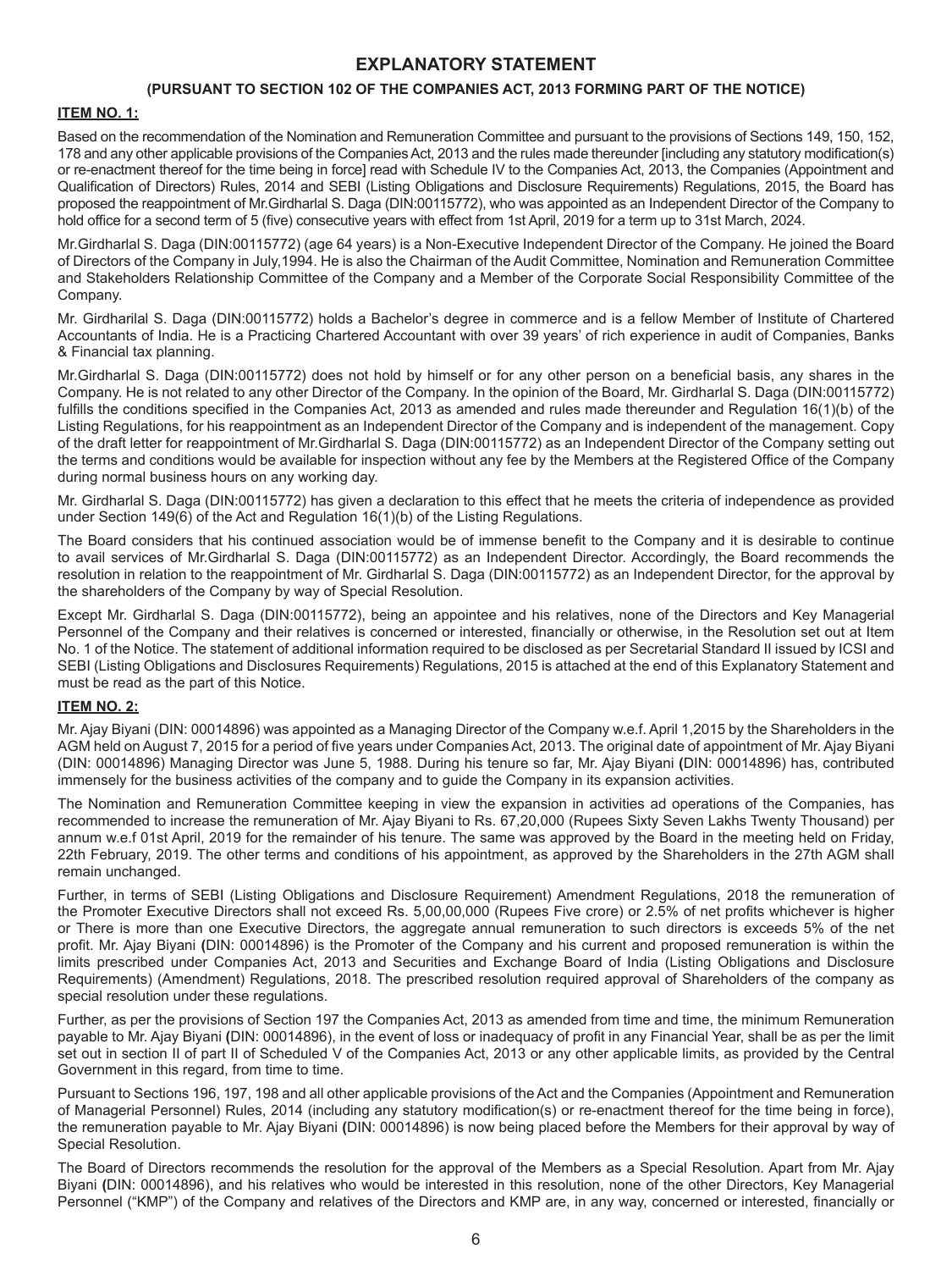# EXPLANATORY STATEMENT

### (PURSUANT TO SECTION 102 OF THE COMPANIES ACT, 2013 FORMING PART OF THE NOTICE)

**ITEM NO. 1:**

Based on the recommendation of the Nomination and Remuneration Committee and pursuant to the provisions of Sections 149, 150, 152, 178 and any other applicable provisions of the Companies Act, 2013 and the rules made thereunder [including any statutory modification(s) or re-enactment thereof for the time being in force] read with Schedule IV to the Companies Act, 2013, the Companies (Appointment and Qualification of Directors) Rules, 2014 and SEBI (Listing Obligations and Disclosure Requirements) Regulations, 2015, the Board has proposed the reappointment of Mr.Girdharlal S. Daga (DIN:00115772), who was appointed as an Independent Director of the Company to hold office for a second term of 5 (five) consecutive years with effect from 1st April, 2019 for a term up to 31st March, 2024.

Mr.Girdharlal S. Daga (DIN:00115772) (age 64 years) is a Non-Executive Independent Director of the Company. He joined the Board of Directors of the Company in July,1994. He is also the Chairman of the Audit Committee, Nomination and Remuneration Committee and Stakeholders Relationship Committee of the Company and a Member of the Corporate Social Responsibility Committee of the Company.

Mr. Girdharilal S. Daga (DIN:00115772) holds a Bachelor's degree in commerce and is a fellow Member of Institute of Chartered Accountants of India. He is a Practicing Chartered Accountant with over 39 years' of rich experience in audit of Companies, Banks & Financial tax planning.

Mr.Girdharlal S. Daga (DIN:00115772) does not hold by himself or for any other person on a beneficial basis, any shares in the Company. He is not related to any other Director of the Company. In the opinion of the Board, Mr. Girdharlal S. Daga (DIN:00115772) fulfills the conditions specified in the Companies Act, 2013 as amended and rules made thereunder and Regulation 16(1)(b) of the Listing Regulations, for his reappointment as an Independent Director of the Company and is independent of the management. Copy of the draft letter for reappointment of Mr.Girdharlal S. Daga (DIN:00115772) as an Independent Director of the Company setting out the terms and conditions would be available for inspection without any fee by the Members at the Registered Office of the Company during normal business hours on any working day.

Mr. Girdharlal S. Daga (DIN:00115772) has given a declaration to this effect that he meets the criteria of independence as provided under Section 149(6) of the Act and Regulation 16(1)(b) of the Listing Regulations.

The Board considers that his continued association would be of immense benefit to the Company and it is desirable to continue to avail services of Mr.Girdharlal S. Daga (DIN:00115772) as an Independent Director. Accordingly, the Board recommends the resolution in relation to the reappointment of Mr. Girdharlal S. Daga (DIN:00115772) as an Independent Director, for the approval by the shareholders of the Company by way of Special Resolution.

Except Mr. Girdharlal S. Daga (DIN:00115772), being an appointee and his relatives, none of the Directors and Key Managerial Personnel of the Company and their relatives is concerned or interested, financially or otherwise, in the Resolution set out at Item No. 1 of the Notice. The statement of additional information required to be disclosed as per Secretarial Standard II issued by ICSI and SEBI (Listing Obligations and Disclosures Requirements) Regulations, 2015 is attached at the end of this Explanatory Statement and must be read as the part of this Notice.

**ITEM NO. 2:**

Mr. Ajay Biyani (DIN: 00014896) was appointed as a Managing Director of the Company w.e.f. April 1,2015 by the Shareholders in the AGM held on August 7, 2015 for a period of five years under Companies Act, 2013. The original date of appointment of Mr. Ajay Biyani (DIN: 00014896) Managing Director was June 5, 1988. During his tenure so far, Mr. Ajay Biyani **(**DIN: 00014896) has, contributed immensely for the business activities of the company and to guide the Company in its expansion activities.

The Nomination and Remuneration Committee keeping in view the expansion in activities ad operations of the Companies, has recommended to increase the remuneration of Mr. Ajay Biyani to Rs. 67,20,000 (Rupees Sixty Seven Lakhs Twenty Thousand) per annum w.e.f 01st April, 2019 for the remainder of his tenure. The same was approved by the Board in the meeting held on Friday, 22th February, 2019. The other terms and conditions of his appointment, as approved by the Shareholders in the 27th AGM shall remain unchanged.

Further, in terms of SEBI (Listing Obligations and Disclosure Requirement) Amendment Regulations, 2018 the remuneration of the Promoter Executive Directors shall not exceed Rs. 5,00,00,000 (Rupees Five crore) or 2.5% of net profits whichever is higher or There is more than one Executive Directors, the aggregate annual remuneration to such directors is exceeds 5% of the net profit. Mr. Ajay Biyani **(**DIN: 00014896) is the Promoter of the Company and his current and proposed remuneration is within the limits prescribed under Companies Act, 2013 and Securities and Exchange Board of India (Listing Obligations and Disclosure Requirements) (Amendment) Regulations, 2018. The prescribed resolution required approval of Shareholders of the company as special resolution under these regulations.

Further, as per the provisions of Section 197 the Companies Act, 2013 as amended from time and time, the minimum Remuneration payable to Mr. Ajay Biyani **(**DIN: 00014896), in the event of loss or inadequacy of profit in any Financial Year, shall be as per the limit set out in section II of part II of Scheduled V of the Companies Act, 2013 or any other applicable limits, as provided by the Central Government in this regard, from time to time.

Pursuant to Sections 196, 197, 198 and all other applicable provisions of the Act and the Companies (Appointment and Remuneration of Managerial Personnel) Rules, 2014 (including any statutory modification(s) or re-enactment thereof for the time being in force), the remuneration payable to Mr. Ajay Biyani **(**DIN: 00014896) is now being placed before the Members for their approval by way of Special Resolution.

The Board of Directors recommends the resolution for the approval of the Members as a Special Resolution. Apart from Mr. Ajay Biyani **(**DIN: 00014896), and his relatives who would be interested in this resolution, none of the other Directors, Key Managerial Personnel ("KMP") of the Company and relatives of the Directors and KMP are, in any way, concerned or interested, financially or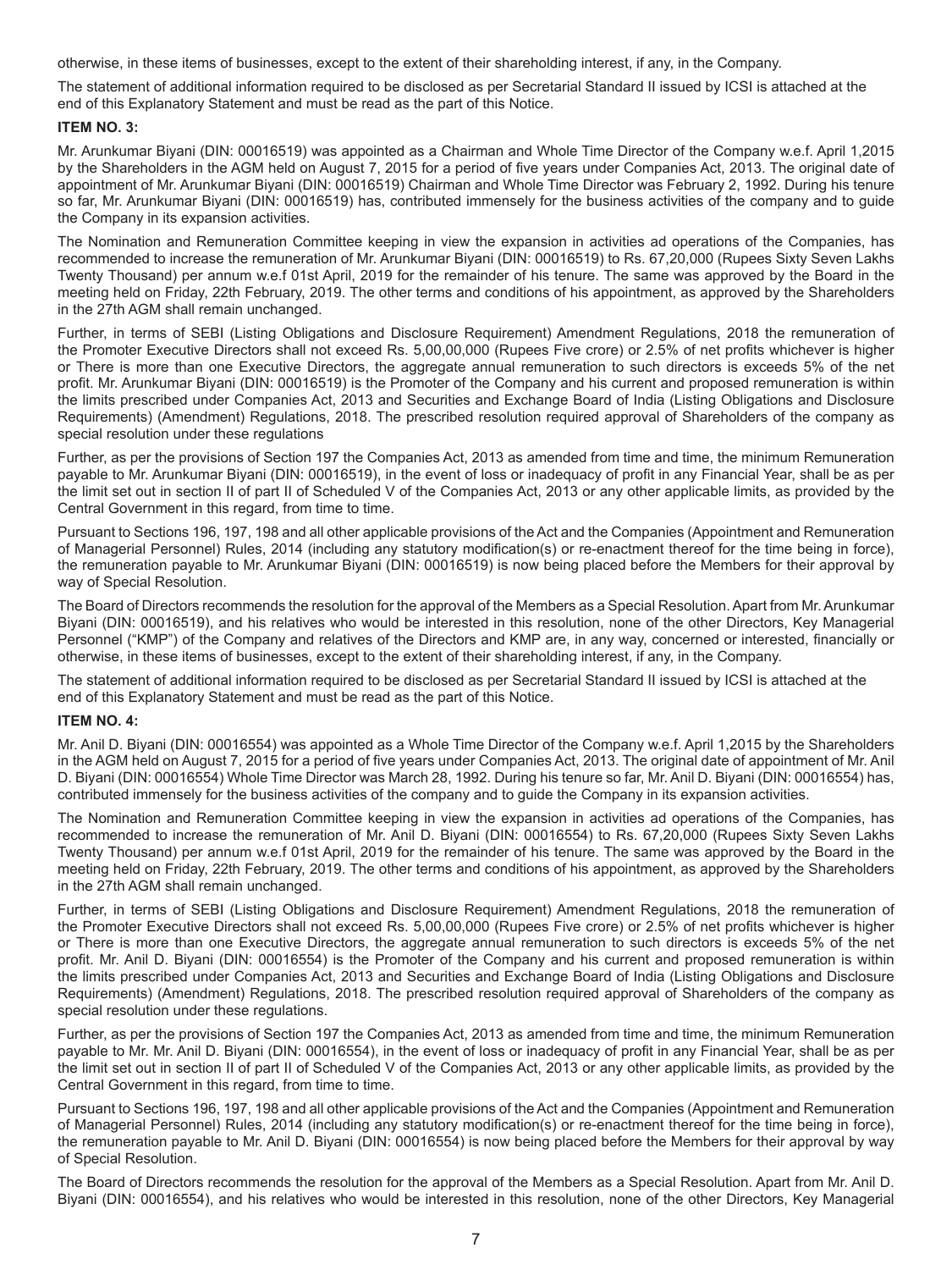otherwise, in these items of businesses, except to the extent of their shareholding interest, if any, in the Company.

The statement of additional information required to be disclosed as per Secretarial Standard II issued by ICSI is attached at the end of this Explanatory Statement and must be read as the part of this Notice.

**ITEM NO. 3:**

Mr. Arunkumar Biyani (DIN: 00016519) was appointed as a Chairman and Whole Time Director of the Company w.e.f. April 1,2015 by the Shareholders in the AGM held on August 7, 2015 for a period of five years under Companies Act, 2013. The original date of appointment of Mr. Arunkumar Biyani (DIN: 00016519) Chairman and Whole Time Director was February 2, 1992. During his tenure so far, Mr. Arunkumar Biyani (DIN: 00016519) has, contributed immensely for the business activities of the company and to guide the Company in its expansion activities.

The Nomination and Remuneration Committee keeping in view the expansion in activities ad operations of the Companies, has recommended to increase the remuneration of Mr. Arunkumar Biyani (DIN: 00016519) to Rs. 67,20,000 (Rupees Sixty Seven Lakhs Twenty Thousand) per annum w.e.f 01st April, 2019 for the remainder of his tenure. The same was approved by the Board in the meeting held on Friday, 22th February, 2019. The other terms and conditions of his appointment, as approved by the Shareholders in the 27th AGM shall remain unchanged.

Further, in terms of SEBI (Listing Obligations and Disclosure Requirement) Amendment Regulations, 2018 the remuneration of the Promoter Executive Directors shall not exceed Rs. 5,00,00,000 (Rupees Five crore) or 2.5% of net profits whichever is higher or There is more than one Executive Directors, the aggregate annual remuneration to such directors is exceeds 5% of the net profit. Mr. Arunkumar Biyani (DIN: 00016519) is the Promoter of the Company and his current and proposed remuneration is within the limits prescribed under Companies Act, 2013 and Securities and Exchange Board of India (Listing Obligations and Disclosure Requirements) (Amendment) Regulations, 2018. The prescribed resolution required approval of Shareholders of the company as special resolution under these regulations

Further, as per the provisions of Section 197 the Companies Act, 2013 as amended from time and time, the minimum Remuneration payable to Mr. Arunkumar Biyani (DIN: 00016519), in the event of loss or inadequacy of profit in any Financial Year, shall be as per the limit set out in section II of part II of Scheduled V of the Companies Act, 2013 or any other applicable limits, as provided by the Central Government in this regard, from time to time.

Pursuant to Sections 196, 197, 198 and all other applicable provisions of the Act and the Companies (Appointment and Remuneration of Managerial Personnel) Rules, 2014 (including any statutory modification(s) or re-enactment thereof for the time being in force), the remuneration payable to Mr. Arunkumar Biyani (DIN: 00016519) is now being placed before the Members for their approval by way of Special Resolution.

The Board of Directors recommends the resolution for the approval of the Members as a Special Resolution. Apart from Mr. Arunkumar Biyani (DIN: 00016519), and his relatives who would be interested in this resolution, none of the other Directors, Key Managerial Personnel ("KMP") of the Company and relatives of the Directors and KMP are, in any way, concerned or interested, financially or otherwise, in these items of businesses, except to the extent of their shareholding interest, if any, in the Company.

The statement of additional information required to be disclosed as per Secretarial Standard II issued by ICSI is attached at the end of this Explanatory Statement and must be read as the part of this Notice.

**ITEM NO. 4:**

Mr. Anil D. Biyani (DIN: 00016554) was appointed as a Whole Time Director of the Company w.e.f. April 1,2015 by the Shareholders in the AGM held on August 7, 2015 for a period of five years under Companies Act, 2013. The original date of appointment of Mr. Anil D. Biyani (DIN: 00016554) Whole Time Director was March 28, 1992. During his tenure so far, Mr. Anil D. Biyani (DIN: 00016554) has, contributed immensely for the business activities of the company and to guide the Company in its expansion activities.

The Nomination and Remuneration Committee keeping in view the expansion in activities ad operations of the Companies, has recommended to increase the remuneration of Mr. Anil D. Biyani (DIN: 00016554) to Rs. 67,20,000 (Rupees Sixty Seven Lakhs Twenty Thousand) per annum w.e.f 01st April, 2019 for the remainder of his tenure. The same was approved by the Board in the meeting held on Friday, 22th February, 2019. The other terms and conditions of his appointment, as approved by the Shareholders in the 27th AGM shall remain unchanged.

Further, in terms of SEBI (Listing Obligations and Disclosure Requirement) Amendment Regulations, 2018 the remuneration of the Promoter Executive Directors shall not exceed Rs. 5,00,00,000 (Rupees Five crore) or 2.5% of net profits whichever is higher or There is more than one Executive Directors, the aggregate annual remuneration to such directors is exceeds 5% of the net profit. Mr. Anil D. Biyani (DIN: 00016554) is the Promoter of the Company and his current and proposed remuneration is within the limits prescribed under Companies Act, 2013 and Securities and Exchange Board of India (Listing Obligations and Disclosure Requirements) (Amendment) Regulations, 2018. The prescribed resolution required approval of Shareholders of the company as special resolution under these regulations.

Further, as per the provisions of Section 197 the Companies Act, 2013 as amended from time and time, the minimum Remuneration payable to Mr. Mr. Anil D. Biyani (DIN: 00016554), in the event of loss or inadequacy of profit in any Financial Year, shall be as per the limit set out in section II of part II of Scheduled V of the Companies Act, 2013 or any other applicable limits, as provided by the Central Government in this regard, from time to time.

Pursuant to Sections 196, 197, 198 and all other applicable provisions of the Act and the Companies (Appointment and Remuneration of Managerial Personnel) Rules, 2014 (including any statutory modification(s) or re-enactment thereof for the time being in force), the remuneration payable to Mr. Anil D. Biyani (DIN: 00016554) is now being placed before the Members for their approval by way of Special Resolution.

The Board of Directors recommends the resolution for the approval of the Members as a Special Resolution. Apart from Mr. Anil D. Biyani (DIN: 00016554), and his relatives who would be interested in this resolution, none of the other Directors, Key Managerial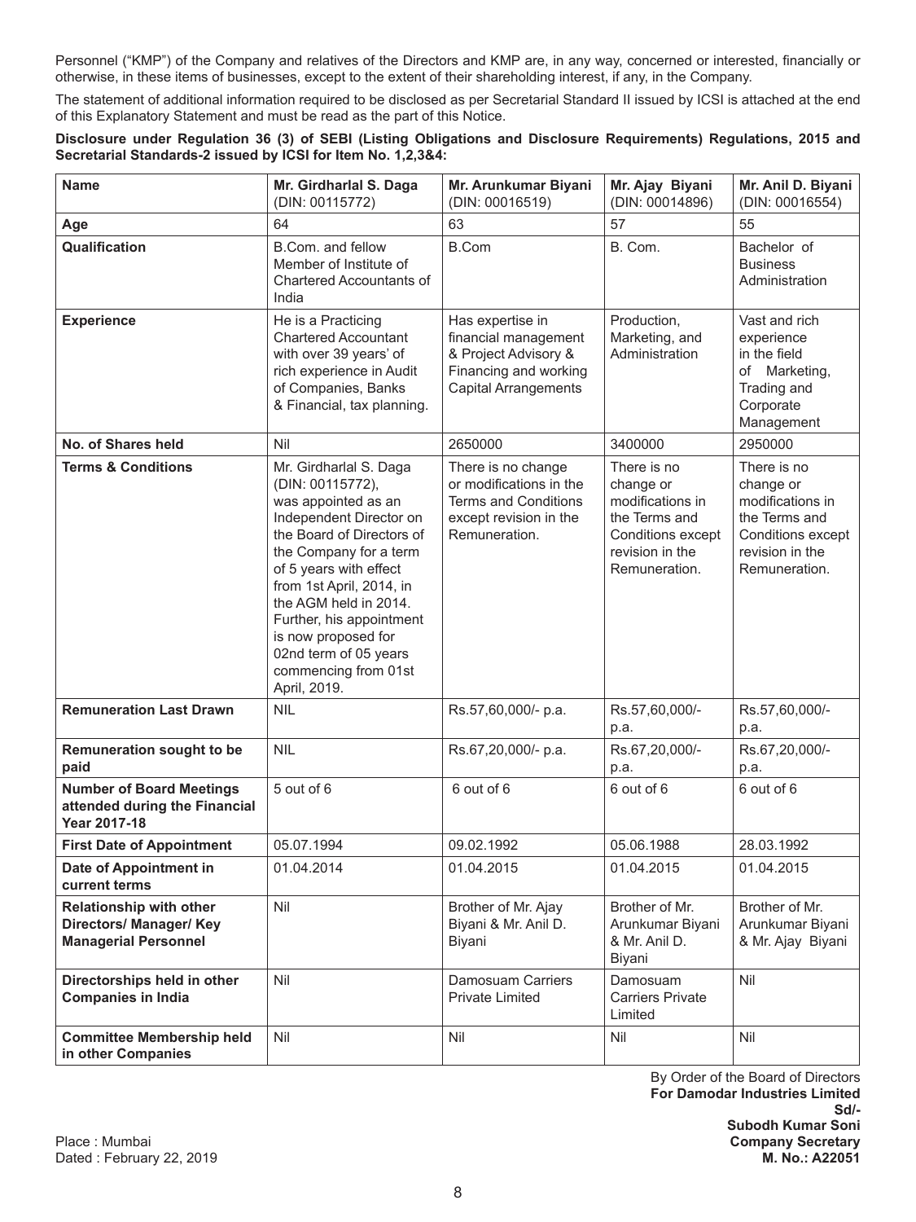Personnel ("KMP") of the Company and relatives of the Directors and KMP are, in any way, concerned or interested, financially or otherwise, in these items of businesses, except to the extent of their shareholding interest, if any, in the Company.

The statement of additional information required to be disclosed as per Secretarial Standard II issued by ICSI is attached at the end of this Explanatory Statement and must be read as the part of this Notice.

**Disclosure under Regulation 36 (3) of SEBI (Listing Obligations and Disclosure Requirements) Regulations, 2015 and Secretarial Standards-2 issued by ICSI for Item No. 1,2,3&4:**

| **Name** | **Mr. Girdharlal S. Daga** (DIN: 00115772) | **Mr. Arunkumar Biyani** (DIN: 00016519) | **Mr. Ajay Biyani** (DIN: 00014896) | **Mr. Anil D. Biyani** (DIN: 00016554) |
|---|---|---|---|---|
| **Age** | 64 | 63 | 57 | 55 |
| **Qualification** | B.Com. and fellow Member of Institute of Chartered Accountants of India | B.Com | B. Com. | Bachelor of Business Administration |
| **Experience** | He is a Practicing Chartered Accountant with over 39 years' of rich experience in Audit of Companies, Banks & Financial, tax planning. | Has expertise in financial management & Project Advisory & Financing and working Capital Arrangements | Production, Marketing, and Administration | Vast and rich experience in the field of Marketing, Trading and Corporate Management |
| **No. of Shares held** | Nil | 2650000 | 3400000 | 2950000 |
| **Terms & Conditions** | Mr. Girdharlal S. Daga (DIN: 00115772), was appointed as an Independent Director on the Board of Directors of the Company for a term of 5 years with effect from 1st April, 2014, in the AGM held in 2014. Further, his appointment is now proposed for 02nd term of 05 years commencing from 01st April, 2019. | There is no change or modifications in the Terms and Conditions except revision in the Remuneration. | There is no change or modifications in the Terms and Conditions except revision in the Remuneration. | There is no change or modifications in the Terms and Conditions except revision in the Remuneration. |
| **Remuneration Last Drawn** | NIL | Rs.57,60,000/- p.a. | Rs.57,60,000/- p.a. | Rs.57,60,000/- p.a. |
| **Remuneration sought to be paid** | NIL | Rs.67,20,000/- p.a. | Rs.67,20,000/- p.a. | Rs.67,20,000/- p.a. |
| **Number of Board Meetings attended during the Financial Year 2017-18** | 5 out of 6 | 6 out of 6 | 6 out of 6 | 6 out of 6 |
| **First Date of Appointment** | 05.07.1994 | 09.02.1992 | 05.06.1988 | 28.03.1992 |
| **Date of Appointment in current terms** | 01.04.2014 | 01.04.2015 | 01.04.2015 | 01.04.2015 |
| **Relationship with other Directors/ Manager/ Key Managerial Personnel** | Nil | Brother of Mr. Ajay Biyani & Mr. Anil D. Biyani | Brother of Mr. Arunkumar Biyani & Mr. Anil D. Biyani | Brother of Mr. Arunkumar Biyani & Mr. Ajay Biyani |
| **Directorships held in other Companies in India** | Nil | Damosuam Carriers Private Limited | Damosuam Carriers Private Limited | Nil |
| **Committee Membership held in other Companies** | Nil | Nil | Nil | Nil |

By Order of the Board of Directors
**For Damodar Industries Limited**
**Sd/-**
**Subodh Kumar Soni**
**Company Secretary**
**M. No.: A22051**

Place : Mumbai
Dated : February 22, 2019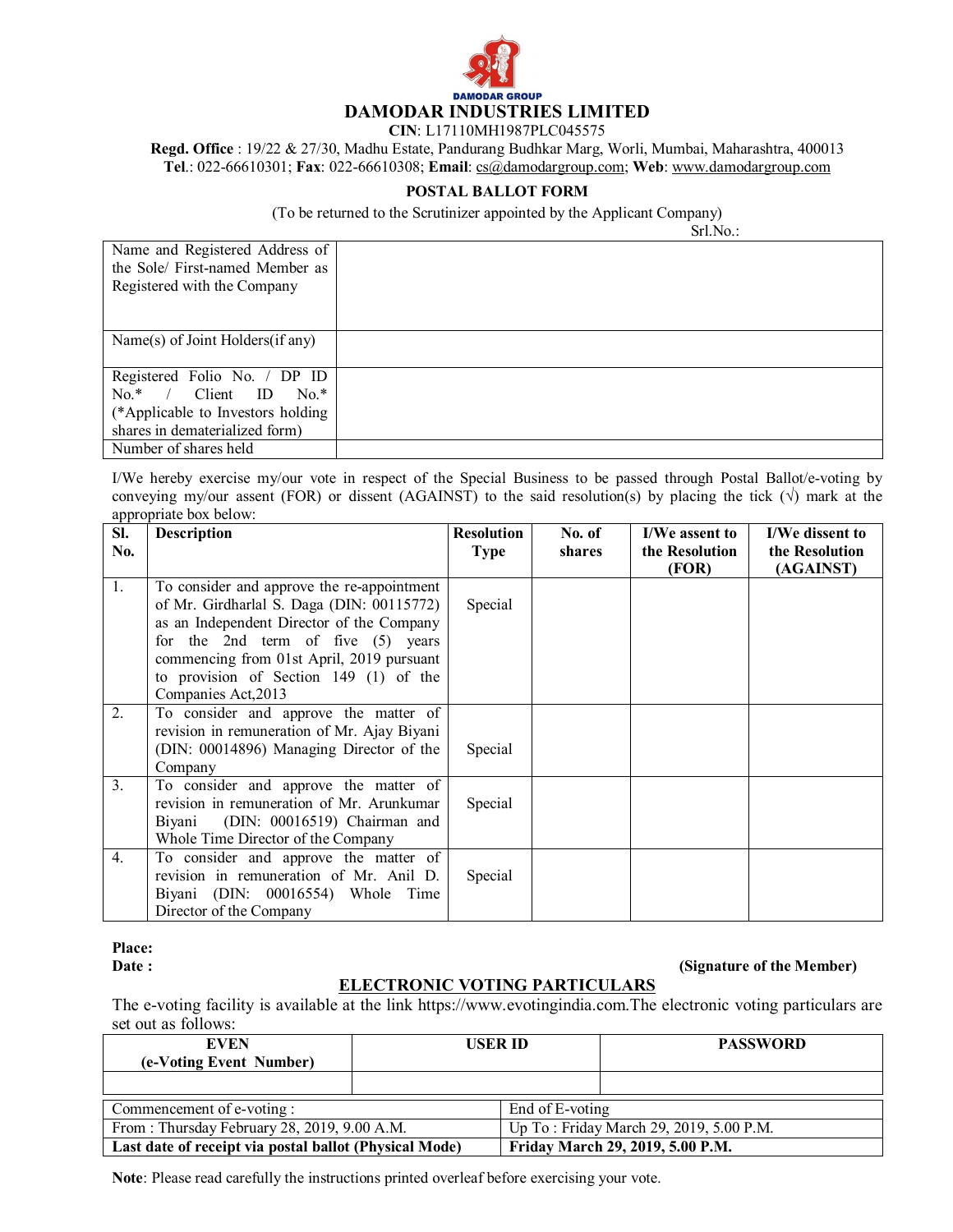DAMODAR GROUP

# DAMODAR INDUSTRIES LIMITED

**CIN**: L17110MH1987PLC045575

**Regd. Office** : 19/22 & 27/30, Madhu Estate, Pandurang Budhkar Marg, Worli, Mumbai, Maharashtra, 400013
**Tel**.: 022-66610301; **Fax**: 022-66610308; **Email**: cs@damodargroup.com; **Web**: www.damodargroup.com

## POSTAL BALLOT FORM

(To be returned to the Scrutinizer appointed by the Applicant Company)

Srl.No.:

| | |
|---|---|
| Name and Registered Address of the Sole/ First-named Member as Registered with the Company | |
| Name(s) of Joint Holders(if any) | |
| Registered Folio No. / DP ID No.* / Client ID No.* (*Applicable to Investors holding shares in dematerialized form) | |
| Number of shares held | |

I/We hereby exercise my/our vote in respect of the Special Business to be passed through Postal Ballot/e-voting by conveying my/our assent (FOR) or dissent (AGAINST) to the said resolution(s) by placing the tick (√) mark at the appropriate box below:

| Sl. No. | Description | Resolution Type | No. of shares | I/We assent to the Resolution (FOR) | I/We dissent to the Resolution (AGAINST) |
|---|---|---|---|---|---|
| 1. | To consider and approve the re-appointment of Mr. Girdharlal S. Daga (DIN: 00115772) as an Independent Director of the Company for the 2nd term of five (5) years commencing from 01st April, 2019 pursuant to provision of Section 149 (1) of the Companies Act,2013 | Special | | | |
| 2. | To consider and approve the matter of revision in remuneration of Mr. Ajay Biyani (DIN: 00014896) Managing Director of the Company | Special | | | |
| 3. | To consider and approve the matter of revision in remuneration of Mr. Arunkumar Biyani (DIN: 00016519) Chairman and Whole Time Director of the Company | Special | | | |
| 4. | To consider and approve the matter of revision in remuneration of Mr. Anil D. Biyani (DIN: 00016554) Whole Time Director of the Company | Special | | | |

**Place:**

**Date :** **(Signature of the Member)**

## ELECTRONIC VOTING PARTICULARS

The e-voting facility is available at the link https://www.evotingindia.com.The electronic voting particulars are set out as follows:

| EVEN (e-Voting Event Number) | USER ID | PASSWORD |
|---|---|---|
| | | |

| Commencement of e-voting : | End of E-voting |
|---|---|
| From : Thursday February 28, 2019, 9.00 A.M. | Up To : Friday March 29, 2019, 5.00 P.M. |
| **Last date of receipt via postal ballot (Physical Mode)** | **Friday March 29, 2019, 5.00 P.M.** |

**Note**: Please read carefully the instructions printed overleaf before exercising your vote.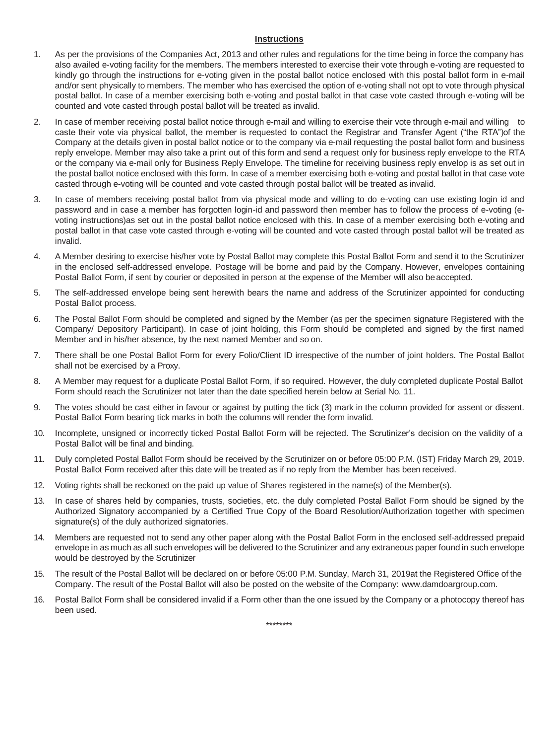**Instructions**

1. As per the provisions of the Companies Act, 2013 and other rules and regulations for the time being in force the company has also availed e-voting facility for the members. The members interested to exercise their vote through e-voting are requested to kindly go through the instructions for e-voting given in the postal ballot notice enclosed with this postal ballot form in e-mail and/or sent physically to members. The member who has exercised the option of e-voting shall not opt to vote through physical postal ballot. In case of a member exercising both e-voting and postal ballot in that case vote casted through e-voting will be counted and vote casted through postal ballot will be treated as invalid.

2. In case of member receiving postal ballot notice through e-mail and willing to exercise their vote through e-mail and willing to caste their vote via physical ballot, the member is requested to contact the Registrar and Transfer Agent ("the RTA")of the Company at the details given in postal ballot notice or to the company via e-mail requesting the postal ballot form and business reply envelope. Member may also take a print out of this form and send a request only for business reply envelope to the RTA or the company via e-mail only for Business Reply Envelope. The timeline for receiving business reply envelop is as set out in the postal ballot notice enclosed with this form. In case of a member exercising both e-voting and postal ballot in that case vote casted through e-voting will be counted and vote casted through postal ballot will be treated as invalid.

3. In case of members receiving postal ballot from via physical mode and willing to do e-voting can use existing login id and password and in case a member has forgotten login-id and password then member has to follow the process of e-voting (e-voting instructions)as set out in the postal ballot notice enclosed with this. In case of a member exercising both e-voting and postal ballot in that case vote casted through e-voting will be counted and vote casted through postal ballot will be treated as invalid.

4. A Member desiring to exercise his/her vote by Postal Ballot may complete this Postal Ballot Form and send it to the Scrutinizer in the enclosed self-addressed envelope. Postage will be borne and paid by the Company. However, envelopes containing Postal Ballot Form, if sent by courier or deposited in person at the expense of the Member will also be accepted.

5. The self-addressed envelope being sent herewith bears the name and address of the Scrutinizer appointed for conducting Postal Ballot process.

6. The Postal Ballot Form should be completed and signed by the Member (as per the specimen signature Registered with the Company/ Depository Participant). In case of joint holding, this Form should be completed and signed by the first named Member and in his/her absence, by the next named Member and so on.

7. There shall be one Postal Ballot Form for every Folio/Client ID irrespective of the number of joint holders. The Postal Ballot shall not be exercised by a Proxy.

8. A Member may request for a duplicate Postal Ballot Form, if so required. However, the duly completed duplicate Postal Ballot Form should reach the Scrutinizer not later than the date specified herein below at Serial No. 11.

9. The votes should be cast either in favour or against by putting the tick (3) mark in the column provided for assent or dissent. Postal Ballot Form bearing tick marks in both the columns will render the form invalid.

10. Incomplete, unsigned or incorrectly ticked Postal Ballot Form will be rejected. The Scrutinizer's decision on the validity of a Postal Ballot will be final and binding.

11. Duly completed Postal Ballot Form should be received by the Scrutinizer on or before 05:00 P.M. (IST) Friday March 29, 2019. Postal Ballot Form received after this date will be treated as if no reply from the Member has been received.

12. Voting rights shall be reckoned on the paid up value of Shares registered in the name(s) of the Member(s).

13. In case of shares held by companies, trusts, societies, etc. the duly completed Postal Ballot Form should be signed by the Authorized Signatory accompanied by a Certified True Copy of the Board Resolution/Authorization together with specimen signature(s) of the duly authorized signatories.

14. Members are requested not to send any other paper along with the Postal Ballot Form in the enclosed self-addressed prepaid envelope in as much as all such envelopes will be delivered to the Scrutinizer and any extraneous paper found in such envelope would be destroyed by the Scrutinizer

15. The result of the Postal Ballot will be declared on or before 05:00 P.M. Sunday, March 31, 2019at the Registered Office of the Company. The result of the Postal Ballot will also be posted on the website of the Company: www.damdoargroup.com.

16. Postal Ballot Form shall be considered invalid if a Form other than the one issued by the Company or a photocopy thereof has been used.

********